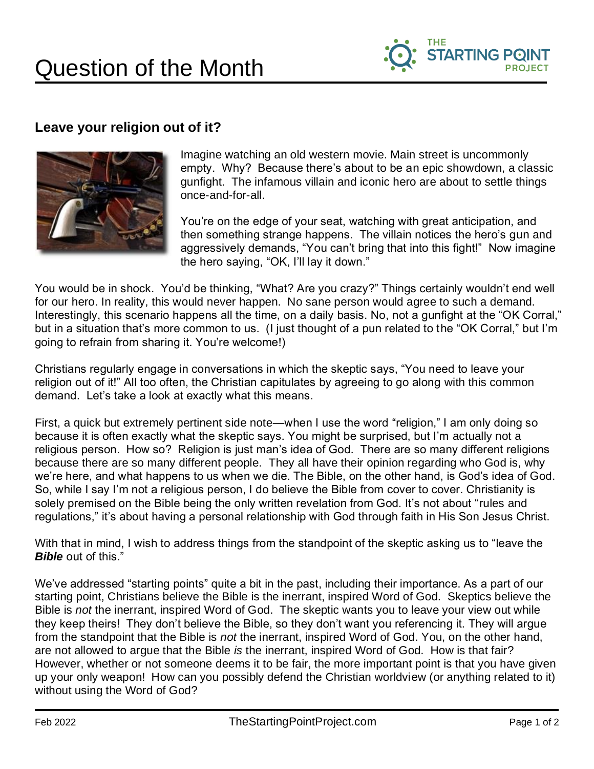# Question of the Month

## Leave your religion out of it?

Imagine watching an old western movie. Main street is uncommonly empty. Why? Because there's about to be an epic showdown, a classic gunfight. The infamous villain and iconic hero are about to settle things once-and-for-all.

You're on the edge of your seat, watching with great anticipation, and then something strange happens. The villain notices the hero's gun and aggressively demands, "You can't bring that into this fight!" Now imagine the hero saying, "OK, I'll lay it down."

You would be in shock. You'd be thinking, "What? Are you crazy?" Things certainly wouldn't end well for our hero. In reality, this would never happen. No sane person would agree to such a demand. Interestingly, this scenario happens all the time, on a daily basis. No, not a gunfight at the "OK Corral," but in a situation that's more common to us. (I just thought of a pun related to the "OK Corral," but I'm going to refrain from sharing it. You're welcome!)

Christians regularly engage in conversations in which the skeptic says, "You need to leave your religion out of it!" All too often, the Christian capitulates by agreeing to go along with this common demand. Let's take a look at exactly what this means.

First, a quick but extremely pertinent side note—when I use the word "religion," I am only doing so because it is often exactly what the skeptic says. You might be surprised, but I'm actually not a religious person. How so? Religion is just man's idea of God. There are so many different religions because there are so many different people. They all have their opinion regarding who God is, why we're here, and what happens to us when we die. The Bible, on the other hand, is God's idea of God. So, while I say I'm not a religious person, I do believe the Bible from cover to cover. Christianity is solely premised on the Bible being the only written revelation from God. It's not about "rules and regulations," it's about having a personal relationship with God through faith in His Son Jesus Christ.

With that in mind, I wish to address things from the standpoint of the skeptic asking us to "leave the ***Bible*** out of this."

We've addressed "starting points" quite a bit in the past, including their importance. As a part of our starting point, Christians believe the Bible is the inerrant, inspired Word of God. Skeptics believe the Bible is *not* the inerrant, inspired Word of God. The skeptic wants you to leave your view out while they keep theirs! They don't believe the Bible, so they don't want you referencing it. They will argue from the standpoint that the Bible is *not* the inerrant, inspired Word of God. You, on the other hand, are not allowed to argue that the Bible *is* the inerrant, inspired Word of God. How is that fair? However, whether or not someone deems it to be fair, the more important point is that you have given up your only weapon! How can you possibly defend the Christian worldview (or anything related to it) without using the Word of God?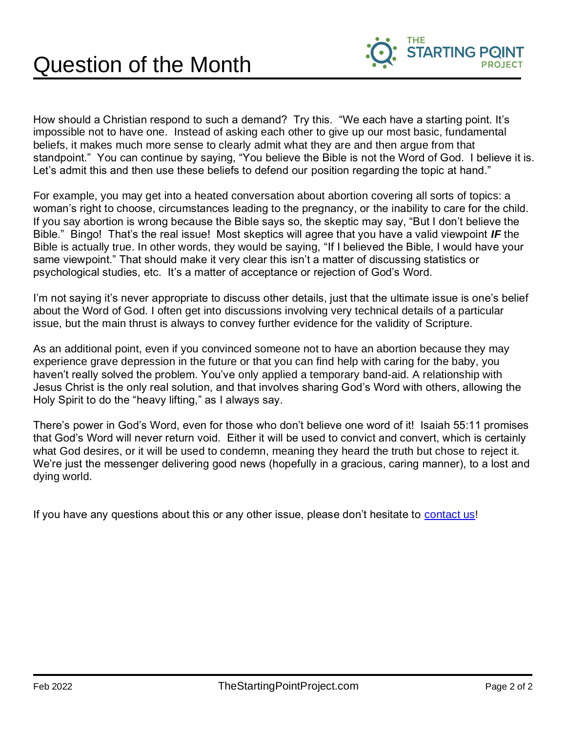How should a Christian respond to such a demand? Try this. "We each have a starting point. It's impossible not to have one. Instead of asking each other to give up our most basic, fundamental beliefs, it makes much more sense to clearly admit what they are and then argue from that standpoint." You can continue by saying, "You believe the Bible is not the Word of God. I believe it is. Let's admit this and then use these beliefs to defend our position regarding the topic at hand."

For example, you may get into a heated conversation about abortion covering all sorts of topics: a woman's right to choose, circumstances leading to the pregnancy, or the inability to care for the child. If you say abortion is wrong because the Bible says so, the skeptic may say, "But I don't believe the Bible." Bingo! That's the real issue! Most skeptics will agree that you have a valid viewpoint ***IF*** the Bible is actually true. In other words, they would be saying, "If I believed the Bible, I would have your same viewpoint." That should make it very clear this isn't a matter of discussing statistics or psychological studies, etc. It's a matter of acceptance or rejection of God's Word.

I'm not saying it's never appropriate to discuss other details, just that the ultimate issue is one's belief about the Word of God. I often get into discussions involving very technical details of a particular issue, but the main thrust is always to convey further evidence for the validity of Scripture.

As an additional point, even if you convinced someone not to have an abortion because they may experience grave depression in the future or that you can find help with caring for the baby, you haven't really solved the problem. You've only applied a temporary band-aid. A relationship with Jesus Christ is the only real solution, and that involves sharing God's Word with others, allowing the Holy Spirit to do the "heavy lifting," as I always say.

There's power in God's Word, even for those who don't believe one word of it! Isaiah 55:11 promises that God's Word will never return void. Either it will be used to convict and convert, which is certainly what God desires, or it will be used to condemn, meaning they heard the truth but chose to reject it. We're just the messenger delivering good news (hopefully in a gracious, caring manner), to a lost and dying world.

If you have any questions about this or any other issue, please don't hesitate to contact us!